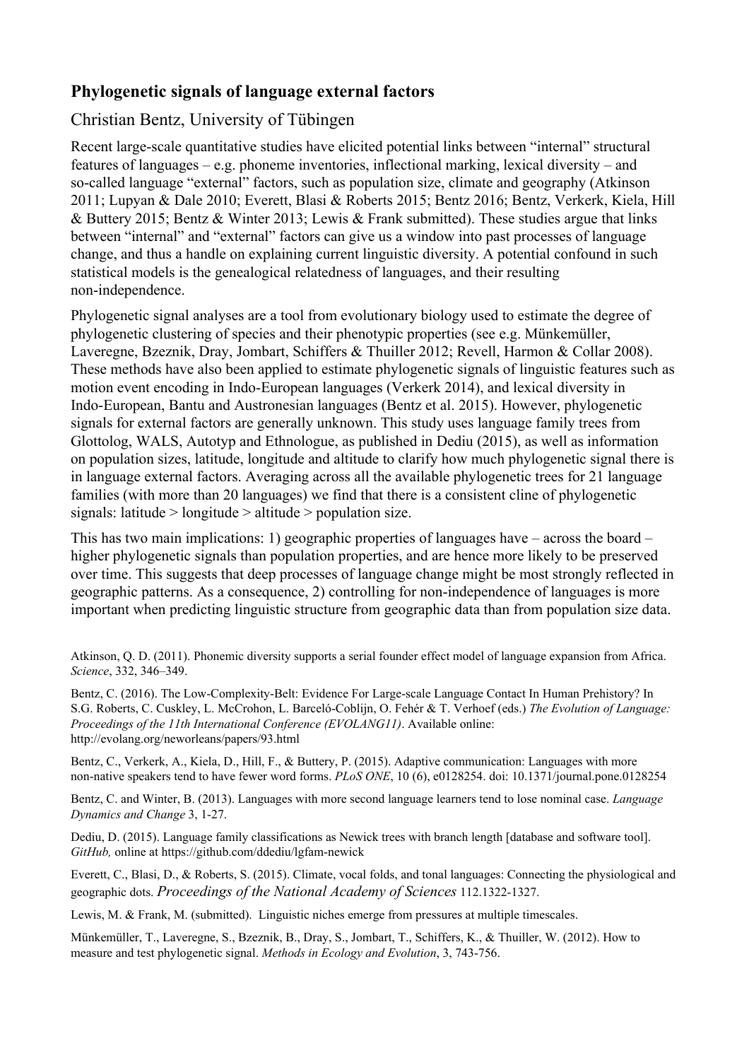## Phylogenetic signals of language external factors

Christian Bentz, University of Tübingen

Recent large-scale quantitative studies have elicited potential links between "internal" structural features of languages – e.g. phoneme inventories, inflectional marking, lexical diversity – and so-called language "external" factors, such as population size, climate and geography (Atkinson 2011; Lupyan & Dale 2010; Everett, Blasi & Roberts 2015; Bentz 2016; Bentz, Verkerk, Kiela, Hill & Buttery 2015; Bentz & Winter 2013; Lewis & Frank submitted). These studies argue that links between "internal" and "external" factors can give us a window into past processes of language change, and thus a handle on explaining current linguistic diversity. A potential confound in such statistical models is the genealogical relatedness of languages, and their resulting non-independence.

Phylogenetic signal analyses are a tool from evolutionary biology used to estimate the degree of phylogenetic clustering of species and their phenotypic properties (see e.g. Münkemüller, Laveregne, Bzeznik, Dray, Jombart, Schiffers & Thuiller 2012; Revell, Harmon & Collar 2008). These methods have also been applied to estimate phylogenetic signals of linguistic features such as motion event encoding in Indo-European languages (Verkerk 2014), and lexical diversity in Indo-European, Bantu and Austronesian languages (Bentz et al. 2015). However, phylogenetic signals for external factors are generally unknown. This study uses language family trees from Glottolog, WALS, Autotyp and Ethnologue, as published in Dediu (2015), as well as information on population sizes, latitude, longitude and altitude to clarify how much phylogenetic signal there is in language external factors. Averaging across all the available phylogenetic trees for 21 language families (with more than 20 languages) we find that there is a consistent cline of phylogenetic signals: latitude > longitude > altitude > population size.

This has two main implications: 1) geographic properties of languages have – across the board – higher phylogenetic signals than population properties, and are hence more likely to be preserved over time. This suggests that deep processes of language change might be most strongly reflected in geographic patterns. As a consequence, 2) controlling for non-independence of languages is more important when predicting linguistic structure from geographic data than from population size data.

Atkinson, Q. D. (2011). Phonemic diversity supports a serial founder effect model of language expansion from Africa. *Science*, 332, 346–349.

Bentz, C. (2016). The Low-Complexity-Belt: Evidence For Large-scale Language Contact In Human Prehistory? In S.G. Roberts, C. Cuskley, L. McCrohon, L. Barceló-Coblijn, O. Fehér & T. Verhoef (eds.) *The Evolution of Language: Proceedings of the 11th International Conference (EVOLANG11)*. Available online: http://evolang.org/neworleans/papers/93.html

Bentz, C., Verkerk, A., Kiela, D., Hill, F., & Buttery, P. (2015). Adaptive communication: Languages with more non-native speakers tend to have fewer word forms. *PLoS ONE*, 10 (6), e0128254. doi: 10.1371/journal.pone.0128254

Bentz, C. and Winter, B. (2013). Languages with more second language learners tend to lose nominal case. *Language Dynamics and Change* 3, 1-27.

Dediu, D. (2015). Language family classifications as Newick trees with branch length [database and software tool]. *GitHub,* online at https://github.com/ddediu/lgfam-newick

Everett, C., Blasi, D., & Roberts, S. (2015). Climate, vocal folds, and tonal languages: Connecting the physiological and geographic dots. *Proceedings of the National Academy of Sciences* 112.1322-1327.

Lewis, M. & Frank, M. (submitted). Linguistic niches emerge from pressures at multiple timescales.

Münkemüller, T., Laveregne, S., Bzeznik, B., Dray, S., Jombart, T., Schiffers, K., & Thuiller, W. (2012). How to measure and test phylogenetic signal. *Methods in Ecology and Evolution*, 3, 743-756.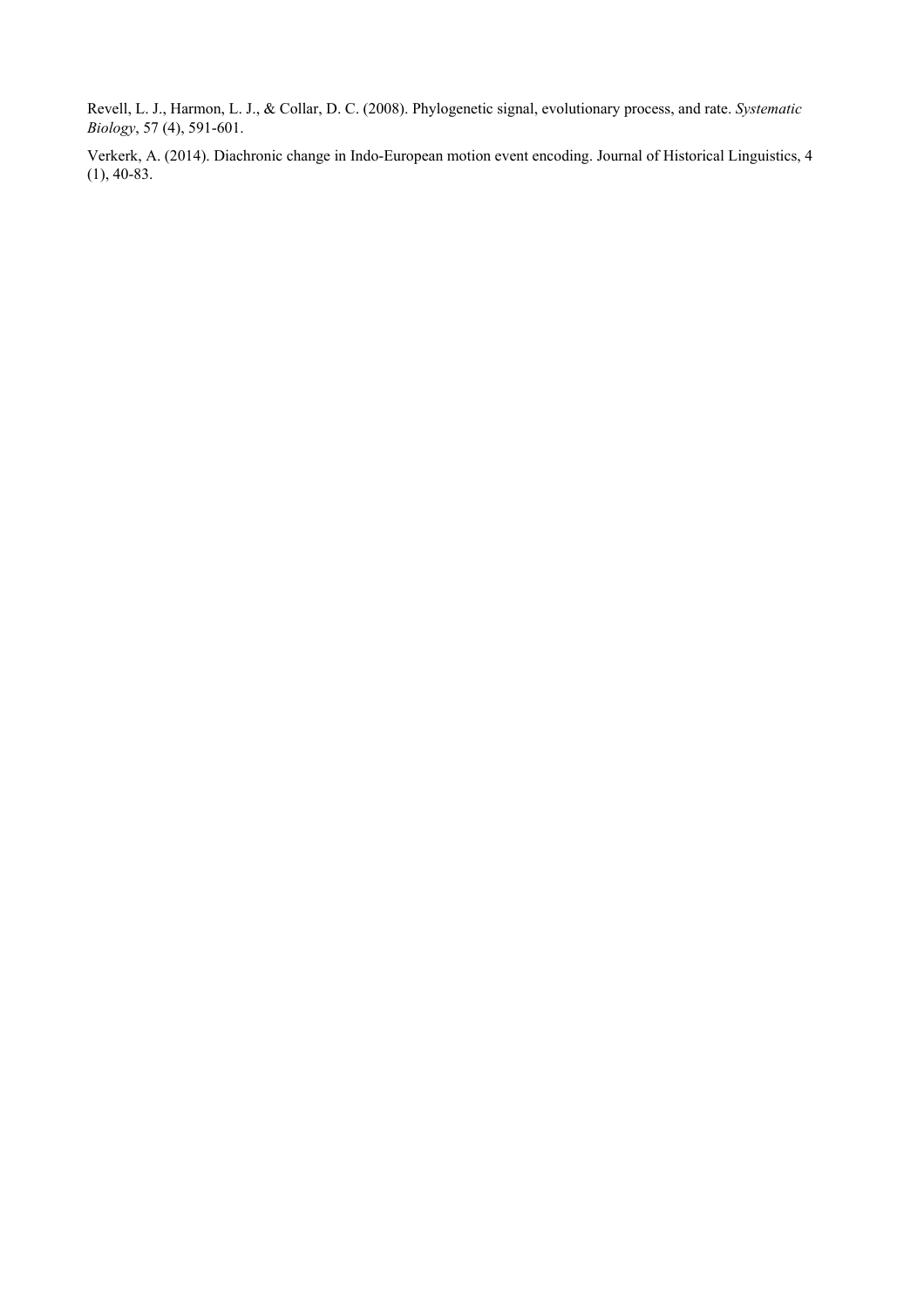Revell, L. J., Harmon, L. J., & Collar, D. C. (2008). Phylogenetic signal, evolutionary process, and rate. *Systematic Biology*, 57 (4), 591-601.

Verkerk, A. (2014). Diachronic change in Indo-European motion event encoding. Journal of Historical Linguistics, 4 (1), 40-83.